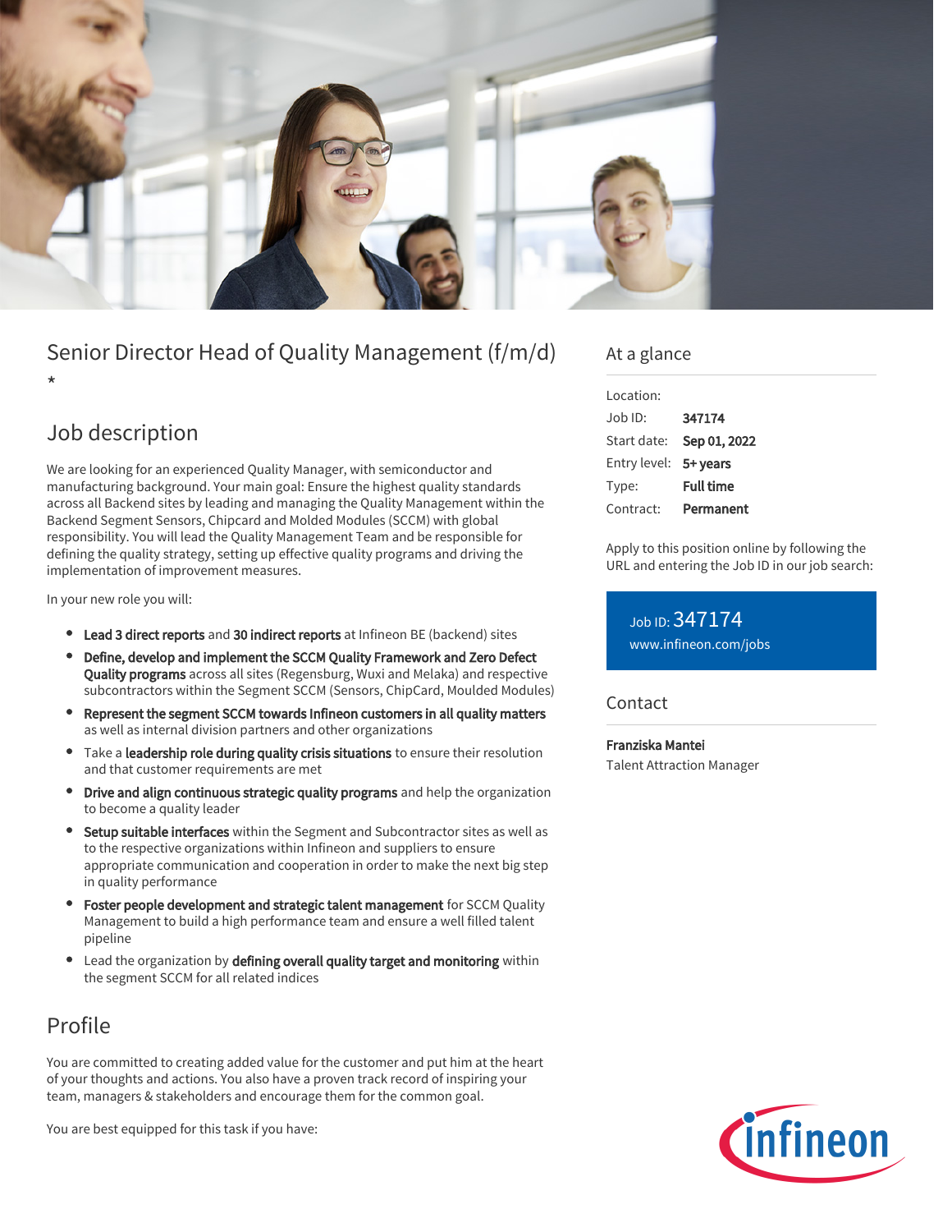# Senior Director Head of Quality Management (f/m/d)

*

## Job description

We are looking for an experienced Quality Manager, with semiconductor and manufacturing background. Your main goal: Ensure the highest quality standards across all Backend sites by leading and managing the Quality Management within the Backend Segment Sensors, Chipcard and Molded Modules (SCCM) with global responsibility. You will lead the Quality Management Team and be responsible for defining the quality strategy, setting up effective quality programs and driving the implementation of improvement measures.

In your new role you will:

- **Lead 3 direct reports** and **30 indirect reports** at Infineon BE (backend) sites
- **Define, develop and implement the SCCM Quality Framework and Zero Defect Quality programs** across all sites (Regensburg, Wuxi and Melaka) and respective subcontractors within the Segment SCCM (Sensors, ChipCard, Moulded Modules)
- **Represent the segment SCCM towards Infineon customers in all quality matters** as well as internal division partners and other organizations
- Take a **leadership role during quality crisis situations** to ensure their resolution and that customer requirements are met
- **Drive and align continuous strategic quality programs** and help the organization to become a quality leader
- **Setup suitable interfaces** within the Segment and Subcontractor sites as well as to the respective organizations within Infineon and suppliers to ensure appropriate communication and cooperation in order to make the next big step in quality performance
- **Foster people development and strategic talent management** for SCCM Quality Management to build a high performance team and ensure a well filled talent pipeline
- Lead the organization by **defining overall quality target and monitoring** within the segment SCCM for all related indices

## Profile

You are committed to creating added value for the customer and put him at the heart of your thoughts and actions. You also have a proven track record of inspiring your team, managers & stakeholders and encourage them for the common goal.

You are best equipped for this task if you have:

## At a glance

| | |
|---|---|
| Location: | |
| Job ID: | **347174** |
| Start date: | **Sep 01, 2022** |
| Entry level: | **5+ years** |
| Type: | **Full time** |
| Contract: | **Permanent** |

Apply to this position online by following the URL and entering the Job ID in our job search:

Job ID: 347174
www.infineon.com/jobs

## Contact

**Franziska Mantei**
Talent Attraction Manager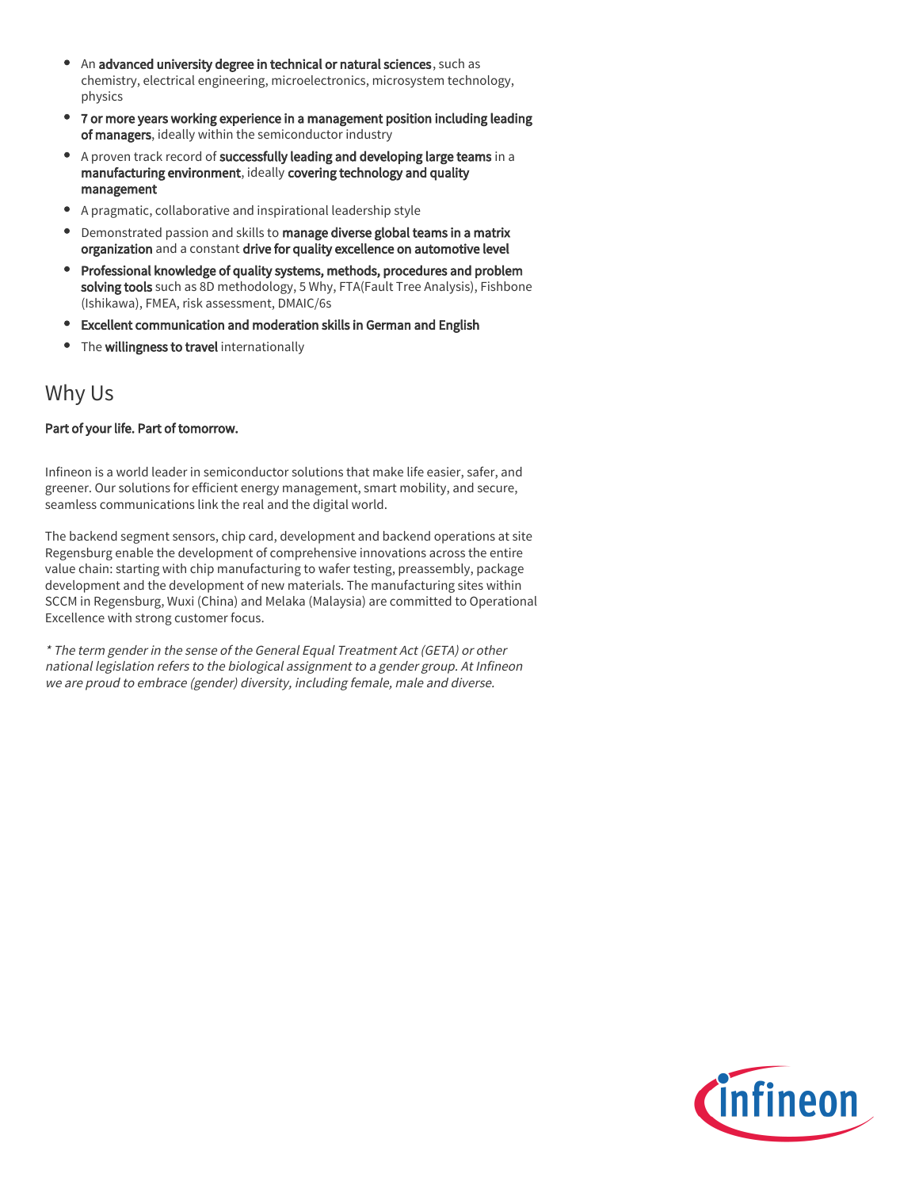- An **advanced university degree in technical or natural sciences**, such as chemistry, electrical engineering, microelectronics, microsystem technology, physics
- **7 or more years working experience in a management position including leading of managers**, ideally within the semiconductor industry
- A proven track record of **successfully leading and developing large teams** in a **manufacturing environment**, ideally **covering technology and quality management**
- A pragmatic, collaborative and inspirational leadership style
- Demonstrated passion and skills to **manage diverse global teams in a matrix organization** and a constant **drive for quality excellence on automotive level**
- **Professional knowledge of quality systems, methods, procedures and problem solving tools** such as 8D methodology, 5 Why, FTA(Fault Tree Analysis), Fishbone (Ishikawa), FMEA, risk assessment, DMAIC/6s
- **Excellent communication and moderation skills in German and English**
- The **willingness to travel** internationally

## Why Us

**Part of your life. Part of tomorrow.**

Infineon is a world leader in semiconductor solutions that make life easier, safer, and greener. Our solutions for efficient energy management, smart mobility, and secure, seamless communications link the real and the digital world.

The backend segment sensors, chip card, development and backend operations at site Regensburg enable the development of comprehensive innovations across the entire value chain: starting with chip manufacturing to wafer testing, preassembly, package development and the development of new materials. The manufacturing sites within SCCM in Regensburg, Wuxi (China) and Melaka (Malaysia) are committed to Operational Excellence with strong customer focus.

*\* The term gender in the sense of the General Equal Treatment Act (GETA) or other national legislation refers to the biological assignment to a gender group. At Infineon we are proud to embrace (gender) diversity, including female, male and diverse.*